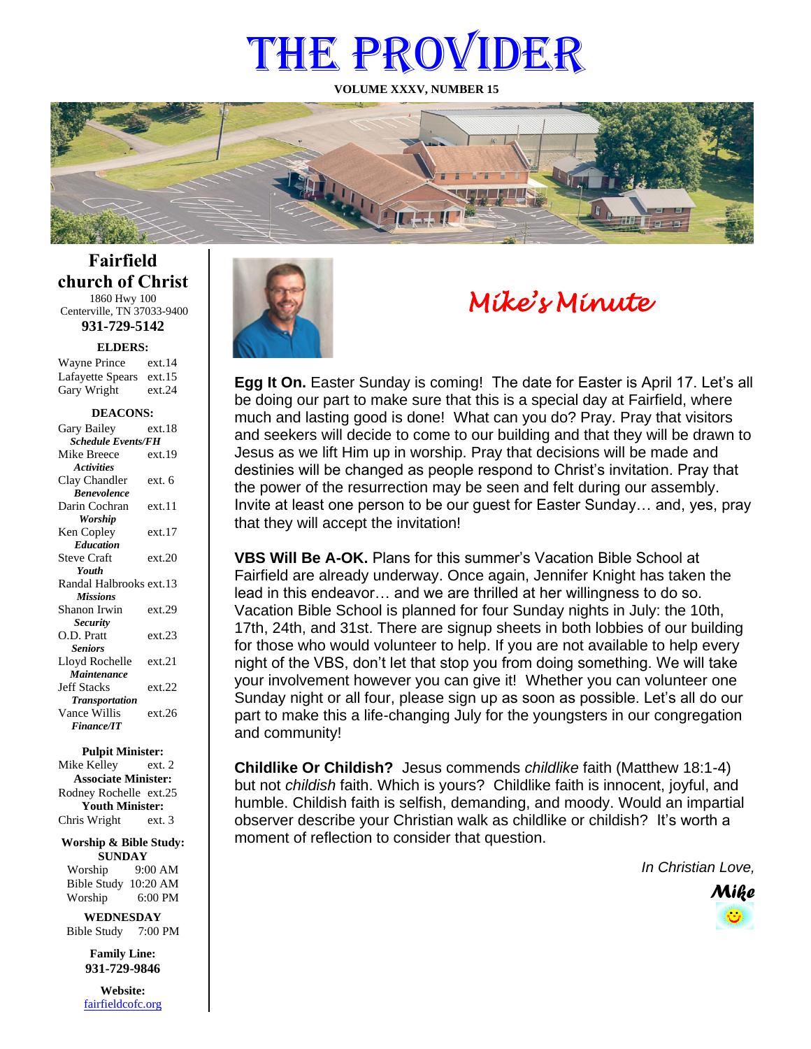# THE PROVIDER

**VOLUME XXXV, NUMBER 15**

## Fairfield church of Christ

1860 Hwy 100
Centerville, TN 37033-9400
**931-729-5142**

**ELDERS:**

Wayne Prince ext.14
Lafayette Spears ext.15
Gary Wright ext.24

**DEACONS:**

Gary Bailey ext.18
***Schedule Events/FH***
Mike Breece ext.19
***Activities***
Clay Chandler ext. 6
***Benevolence***
Darin Cochran ext.11
***Worship***
Ken Copley ext.17
***Education***
Steve Craft ext.20
***Youth***
Randal Halbrooks ext.13
***Missions***
Shanon Irwin ext.29
***Security***
O.D. Pratt ext.23
***Seniors***
Lloyd Rochelle ext.21
***Maintenance***
Jeff Stacks ext.22
***Transportation***
Vance Willis ext.26
***Finance/IT***

**Pulpit Minister:**
Mike Kelley ext. 2
**Associate Minister:**
Rodney Rochelle ext.25
**Youth Minister:**
Chris Wright ext. 3

**Worship & Bible Study:**
**SUNDAY**
Worship 9:00 AM
Bible Study 10:20 AM
Worship 6:00 PM

**WEDNESDAY**
Bible Study 7:00 PM

**Family Line:**
**931-729-9846**

**Website:**
fairfieldcofc.org

## *Mike's Minute*

**Egg It On.** Easter Sunday is coming! The date for Easter is April 17. Let's all be doing our part to make sure that this is a special day at Fairfield, where much and lasting good is done! What can you do? Pray. Pray that visitors and seekers will decide to come to our building and that they will be drawn to Jesus as we lift Him up in worship. Pray that decisions will be made and destinies will be changed as people respond to Christ's invitation. Pray that the power of the resurrection may be seen and felt during our assembly. Invite at least one person to be our guest for Easter Sunday… and, yes, pray that they will accept the invitation!

**VBS Will Be A-OK.** Plans for this summer's Vacation Bible School at Fairfield are already underway. Once again, Jennifer Knight has taken the lead in this endeavor… and we are thrilled at her willingness to do so. Vacation Bible School is planned for four Sunday nights in July: the 10th, 17th, 24th, and 31st. There are signup sheets in both lobbies of our building for those who would volunteer to help. If you are not available to help every night of the VBS, don't let that stop you from doing something. We will take your involvement however you can give it! Whether you can volunteer one Sunday night or all four, please sign up as soon as possible. Let's all do our part to make this a life-changing July for the youngsters in our congregation and community!

**Childlike Or Childish?** Jesus commends *childlike* faith (Matthew 18:1-4) but not *childish* faith. Which is yours? Childlike faith is innocent, joyful, and humble. Childish faith is selfish, demanding, and moody. Would an impartial observer describe your Christian walk as childlike or childish? It's worth a moment of reflection to consider that question.

*In Christian Love,*

***Mike***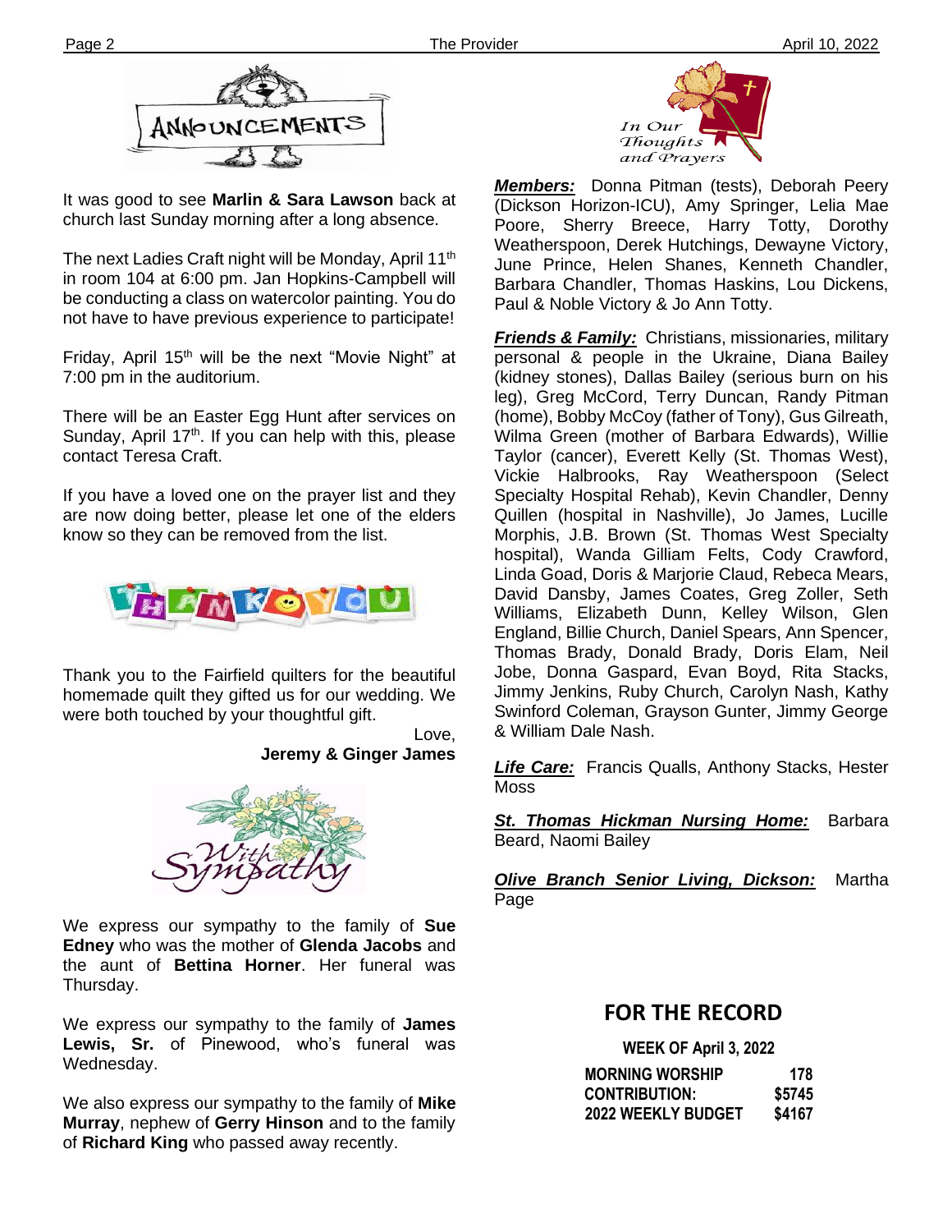## ANNOUNCEMENTS

It was good to see **Marlin & Sara Lawson** back at church last Sunday morning after a long absence.

The next Ladies Craft night will be Monday, April 11th in room 104 at 6:00 pm. Jan Hopkins-Campbell will be conducting a class on watercolor painting. You do not have to have previous experience to participate!

Friday, April 15th will be the next "Movie Night" at 7:00 pm in the auditorium.

There will be an Easter Egg Hunt after services on Sunday, April 17th. If you can help with this, please contact Teresa Craft.

If you have a loved one on the prayer list and they are now doing better, please let one of the elders know so they can be removed from the list.

## THANK YOU

Thank you to the Fairfield quilters for the beautiful homemade quilt they gifted us for our wedding. We were both touched by your thoughtful gift.

Love,
**Jeremy & Ginger James**

## With Sympathy

We express our sympathy to the family of **Sue Edney** who was the mother of **Glenda Jacobs** and the aunt of **Bettina Horner**. Her funeral was Thursday.

We express our sympathy to the family of **James Lewis, Sr.** of Pinewood, who's funeral was Wednesday.

We also express our sympathy to the family of **Mike Murray**, nephew of **Gerry Hinson** and to the family of **Richard King** who passed away recently.

## In Our Thoughts and Prayers

***Members:*** Donna Pitman (tests), Deborah Peery (Dickson Horizon-ICU), Amy Springer, Lelia Mae Poore, Sherry Breece, Harry Totty, Dorothy Weatherspoon, Derek Hutchings, Dewayne Victory, June Prince, Helen Shanes, Kenneth Chandler, Barbara Chandler, Thomas Haskins, Lou Dickens, Paul & Noble Victory & Jo Ann Totty.

***Friends & Family:*** Christians, missionaries, military personal & people in the Ukraine, Diana Bailey (kidney stones), Dallas Bailey (serious burn on his leg), Greg McCord, Terry Duncan, Randy Pitman (home), Bobby McCoy (father of Tony), Gus Gilreath, Wilma Green (mother of Barbara Edwards), Willie Taylor (cancer), Everett Kelly (St. Thomas West), Vickie Halbrooks, Ray Weatherspoon (Select Specialty Hospital Rehab), Kevin Chandler, Denny Quillen (hospital in Nashville), Jo James, Lucille Morphis, J.B. Brown (St. Thomas West Specialty hospital), Wanda Gilliam Felts, Cody Crawford, Linda Goad, Doris & Marjorie Claud, Rebeca Mears, David Dansby, James Coates, Greg Zoller, Seth Williams, Elizabeth Dunn, Kelley Wilson, Glen England, Billie Church, Daniel Spears, Ann Spencer, Thomas Brady, Donald Brady, Doris Elam, Neil Jobe, Donna Gaspard, Evan Boyd, Rita Stacks, Jimmy Jenkins, Ruby Church, Carolyn Nash, Kathy Swinford Coleman, Grayson Gunter, Jimmy George & William Dale Nash.

***Life Care:*** Francis Qualls, Anthony Stacks, Hester Moss

***St. Thomas Hickman Nursing Home:*** Barbara Beard, Naomi Bailey

***Olive Branch Senior Living, Dickson:*** Martha Page

## FOR THE RECORD

**WEEK OF April 3, 2022**

| | |
|---|---|
| **MORNING WORSHIP** | **178** |
| **CONTRIBUTION:** | **$5745** |
| **2022 WEEKLY BUDGET** | **$4167** |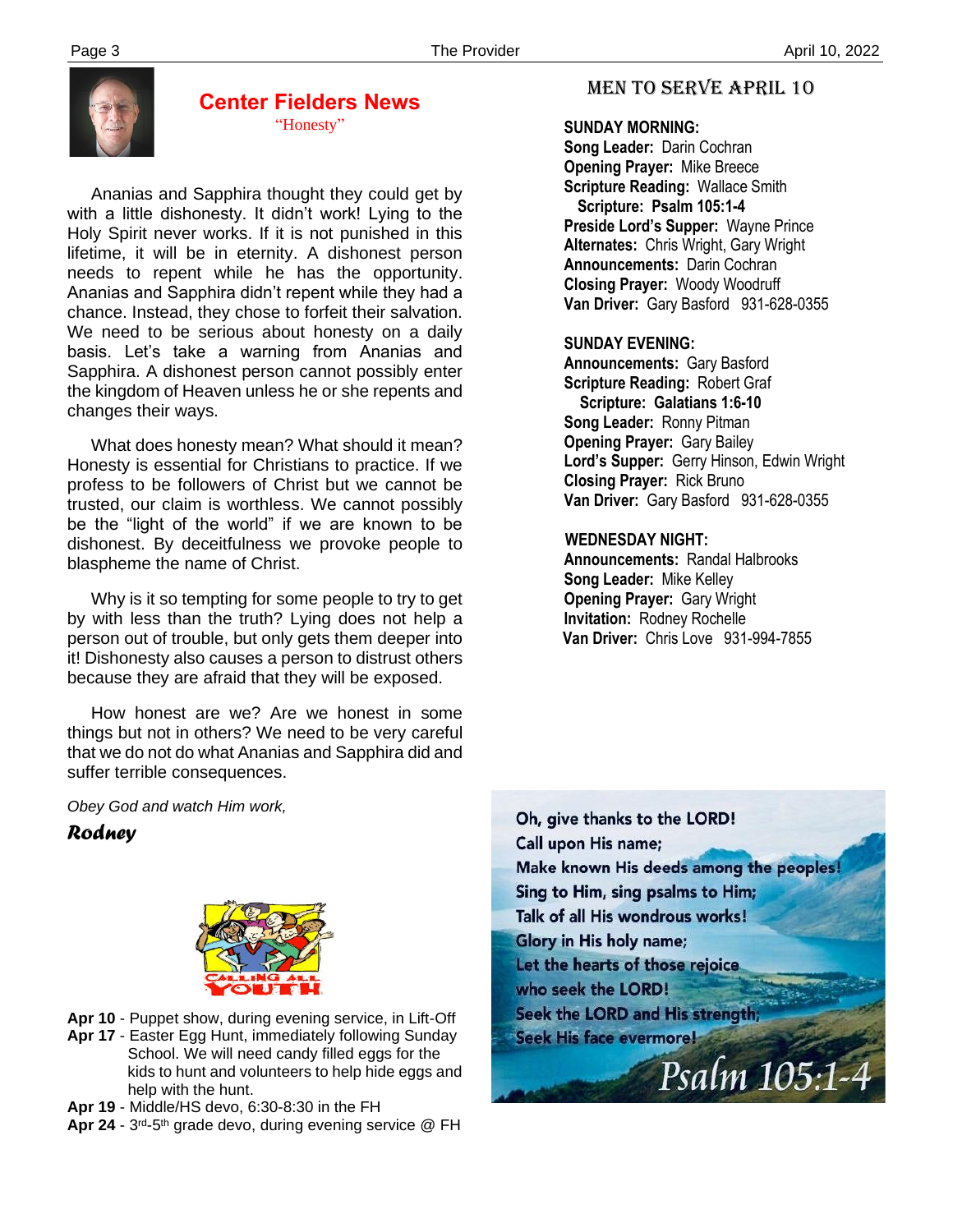## Center Fielders News

"Honesty"

Ananias and Sapphira thought they could get by with a little dishonesty. It didn't work! Lying to the Holy Spirit never works. If it is not punished in this lifetime, it will be in eternity. A dishonest person needs to repent while he has the opportunity. Ananias and Sapphira didn't repent while they had a chance. Instead, they chose to forfeit their salvation. We need to be serious about honesty on a daily basis. Let's take a warning from Ananias and Sapphira. A dishonest person cannot possibly enter the kingdom of Heaven unless he or she repents and changes their ways.

What does honesty mean? What should it mean? Honesty is essential for Christians to practice. If we profess to be followers of Christ but we cannot be trusted, our claim is worthless. We cannot possibly be the "light of the world" if we are known to be dishonest. By deceitfulness we provoke people to blaspheme the name of Christ.

Why is it so tempting for some people to try to get by with less than the truth? Lying does not help a person out of trouble, but only gets them deeper into it! Dishonesty also causes a person to distrust others because they are afraid that they will be exposed.

How honest are we? Are we honest in some things but not in others? We need to be very careful that we do not do what Ananias and Sapphira did and suffer terrible consequences.

*Obey God and watch Him work,*

***Rodney***

**CALLING ALL YOUTH**

- **Apr 10** - Puppet show, during evening service, in Lift-Off
- **Apr 17** - Easter Egg Hunt, immediately following Sunday School. We will need candy filled eggs for the kids to hunt and volunteers to help hide eggs and help with the hunt.
- **Apr 19** - Middle/HS devo, 6:30-8:30 in the FH
- **Apr 24** - 3rd-5th grade devo, during evening service @ FH

## MEN TO SERVE APRIL 10

**SUNDAY MORNING:**
**Song Leader:** Darin Cochran
**Opening Prayer:** Mike Breece
**Scripture Reading:** Wallace Smith
**Scripture: Psalm 105:1-4**
**Preside Lord's Supper:** Wayne Prince
**Alternates:** Chris Wright, Gary Wright
**Announcements:** Darin Cochran
**Closing Prayer:** Woody Woodruff
**Van Driver:** Gary Basford 931-628-0355

**SUNDAY EVENING:**
**Announcements:** Gary Basford
**Scripture Reading:** Robert Graf
**Scripture: Galatians 1:6-10**
**Song Leader:** Ronny Pitman
**Opening Prayer:** Gary Bailey
**Lord's Supper:** Gerry Hinson, Edwin Wright
**Closing Prayer:** Rick Bruno
**Van Driver:** Gary Basford 931-628-0355

**WEDNESDAY NIGHT:**
**Announcements:** Randal Halbrooks
**Song Leader:** Mike Kelley
**Opening Prayer:** Gary Wright
**Invitation:** Rodney Rochelle
**Van Driver:** Chris Love 931-994-7855

Oh, give thanks to the LORD!
Call upon His name;
Make known His deeds among the peoples!
Sing to Him, sing psalms to Him;
Talk of all His wondrous works!
Glory in His holy name;
Let the hearts of those rejoice
who seek the LORD!
Seek the LORD and His strength;
Seek His face evermore!

*Psalm 105:1-4*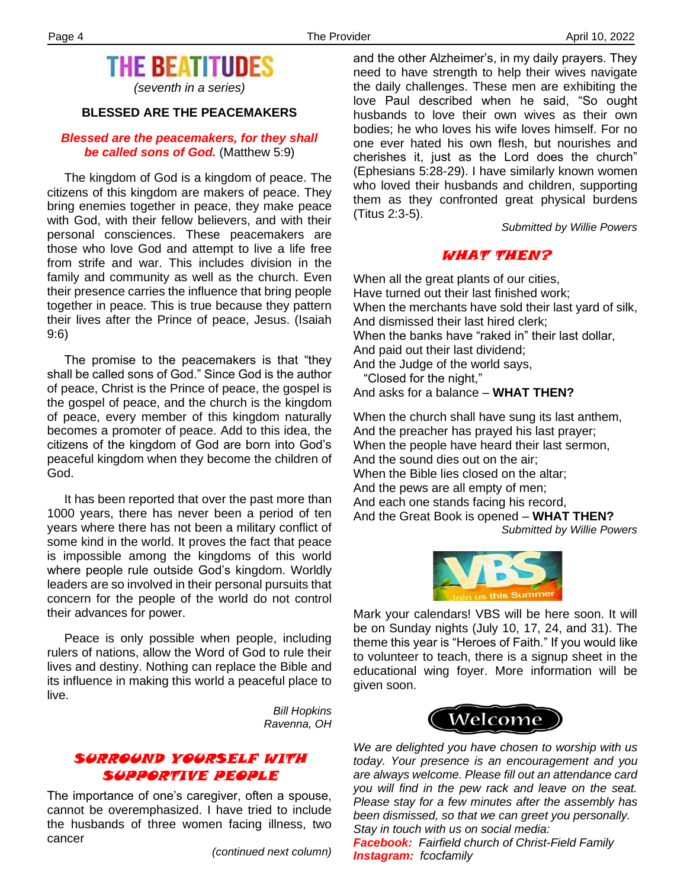# THE BEATITUDES

*(seventh in a series)*

**BLESSED ARE THE PEACEMAKERS**

***Blessed are the peacemakers, for they shall be called sons of God.*** (Matthew 5:9)

The kingdom of God is a kingdom of peace. The citizens of this kingdom are makers of peace. They bring enemies together in peace, they make peace with God, with their fellow believers, and with their personal consciences. These peacemakers are those who love God and attempt to live a life free from strife and war. This includes division in the family and community as well as the church. Even their presence carries the influence that bring people together in peace. This is true because they pattern their lives after the Prince of peace, Jesus. (Isaiah 9:6)

The promise to the peacemakers is that "they shall be called sons of God." Since God is the author of peace, Christ is the Prince of peace, the gospel is the gospel of peace, and the church is the kingdom of peace, every member of this kingdom naturally becomes a promoter of peace. Add to this idea, the citizens of the kingdom of God are born into God's peaceful kingdom when they become the children of God.

It has been reported that over the past more than 1000 years, there has never been a period of ten years where there has not been a military conflict of some kind in the world. It proves the fact that peace is impossible among the kingdoms of this world where people rule outside God's kingdom. Worldly leaders are so involved in their personal pursuits that concern for the people of the world do not control their advances for power.

Peace is only possible when people, including rulers of nations, allow the Word of God to rule their lives and destiny. Nothing can replace the Bible and its influence in making this world a peaceful place to live.

*Bill Hopkins*
*Ravenna, OH*

## SURROUND YOURSELF WITH SUPPORTIVE PEOPLE

The importance of one's caregiver, often a spouse, cannot be overemphasized. I have tried to include the husbands of three women facing illness, two cancer and the other Alzheimer's, in my daily prayers. They need to have strength to help their wives navigate the daily challenges. These men are exhibiting the love Paul described when he said, "So ought husbands to love their own wives as their own bodies; he who loves his wife loves himself. For no one ever hated his own flesh, but nourishes and cherishes it, just as the Lord does the church" (Ephesians 5:28-29). I have similarly known women who loved their husbands and children, supporting them as they confronted great physical burdens (Titus 2:3-5).

*Submitted by Willie Powers*

## WHAT THEN?

When all the great plants of our cities,
Have turned out their last finished work;
When the merchants have sold their last yard of silk,
And dismissed their last hired clerk;
When the banks have "raked in" their last dollar,
And paid out their last dividend;
And the Judge of the world says,
"Closed for the night,"
And asks for a balance – **WHAT THEN?**

When the church shall have sung its last anthem,
And the preacher has prayed his last prayer;
When the people have heard their last sermon,
And the sound dies out on the air;
When the Bible lies closed on the altar;
And the pews are all empty of men;
And each one stands facing his record,
And the Great Book is opened – **WHAT THEN?**

*Submitted by Willie Powers*

VBS
Join us this Summer

Mark your calendars! VBS will be here soon. It will be on Sunday nights (July 10, 17, 24, and 31). The theme this year is "Heroes of Faith." If you would like to volunteer to teach, there is a signup sheet in the educational wing foyer. More information will be given soon.

Welcome

*We are delighted you have chosen to worship with us today. Your presence is an encouragement and you are always welcome. Please fill out an attendance card you will find in the pew rack and leave on the seat. Please stay for a few minutes after the assembly has been dismissed, so that we can greet you personally. Stay in touch with us on social media:*
***Facebook:*** *Fairfield church of Christ-Field Family*
***Instagram:*** *fcocfamily*